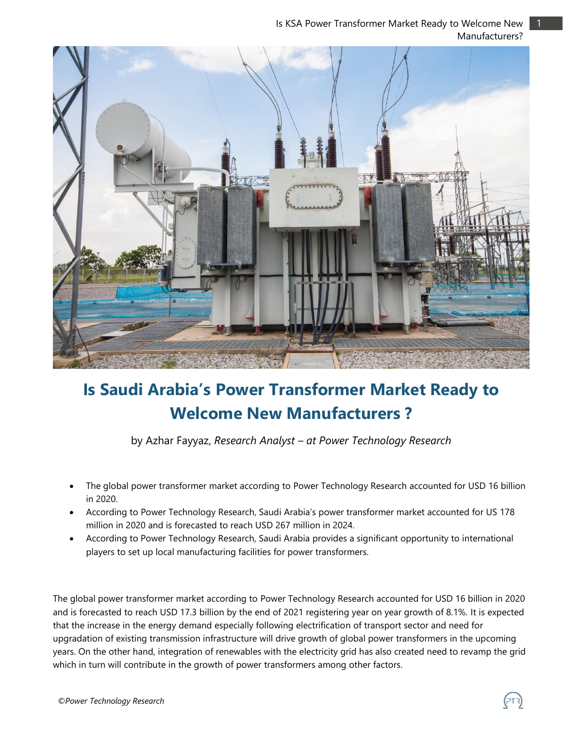# Is Saudi Arabia's Power Transformer Market Ready to Welcome New Manufacturers ?

by Azhar Fayyaz, *Research Analyst – at Power Technology Research*

- The global power transformer market according to Power Technology Research accounted for USD 16 billion in 2020.
- According to Power Technology Research, Saudi Arabia's power transformer market accounted for US 178 million in 2020 and is forecasted to reach USD 267 million in 2024.
- According to Power Technology Research, Saudi Arabia provides a significant opportunity to international players to set up local manufacturing facilities for power transformers.

The global power transformer market according to Power Technology Research accounted for USD 16 billion in 2020 and is forecasted to reach USD 17.3 billion by the end of 2021 registering year on year growth of 8.1%. It is expected that the increase in the energy demand especially following electrification of transport sector and need for upgradation of existing transmission infrastructure will drive growth of global power transformers in the upcoming years. On the other hand, integration of renewables with the electricity grid has also created need to revamp the grid which in turn will contribute in the growth of power transformers among other factors.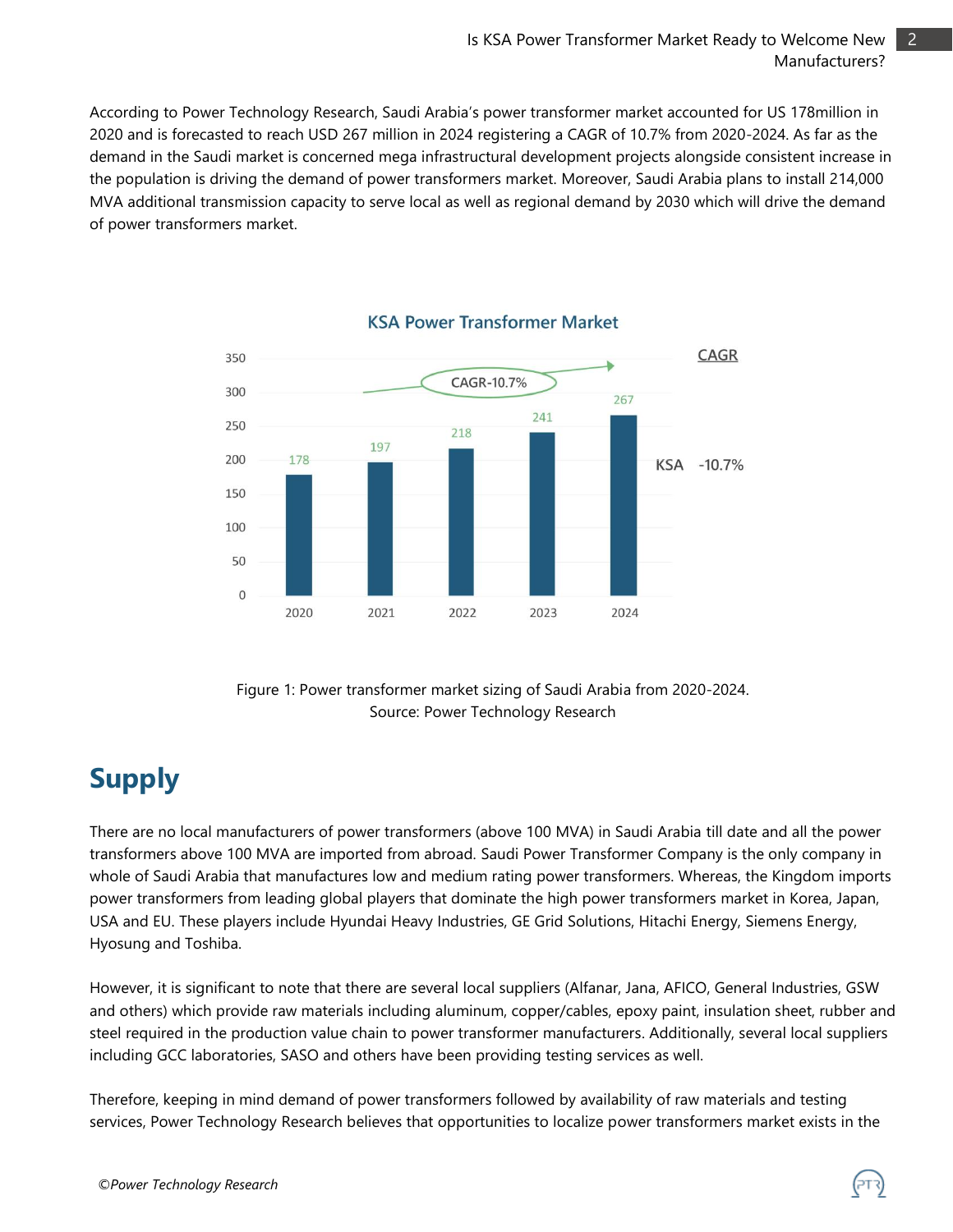According to Power Technology Research, Saudi Arabia's power transformer market accounted for US 178million in 2020 and is forecasted to reach USD 267 million in 2024 registering a CAGR of 10.7% from 2020-2024. As far as the demand in the Saudi market is concerned mega infrastructural development projects alongside consistent increase in the population is driving the demand of power transformers market. Moreover, Saudi Arabia plans to install 214,000 MVA additional transmission capacity to serve local as well as regional demand by 2030 which will drive the demand of power transformers market.

KSA Power Transformer Market

CAGR-10.7%

350
300
250
200
150
100
50
0

178
197
218
241
267

2020
2021
2022
2023
2024

CAGR

KSA -10.7%

Figure 1: Power transformer market sizing of Saudi Arabia from 2020-2024.
Source: Power Technology Research

# Supply

There are no local manufacturers of power transformers (above 100 MVA) in Saudi Arabia till date and all the power transformers above 100 MVA are imported from abroad. Saudi Power Transformer Company is the only company in whole of Saudi Arabia that manufactures low and medium rating power transformers. Whereas, the Kingdom imports power transformers from leading global players that dominate the high power transformers market in Korea, Japan, USA and EU. These players include Hyundai Heavy Industries, GE Grid Solutions, Hitachi Energy, Siemens Energy, Hyosung and Toshiba.

However, it is significant to note that there are several local suppliers (Alfanar, Jana, AFICO, General Industries, GSW and others) which provide raw materials including aluminum, copper/cables, epoxy paint, insulation sheet, rubber and steel required in the production value chain to power transformer manufacturers. Additionally, several local suppliers including GCC laboratories, SASO and others have been providing testing services as well.

Therefore, keeping in mind demand of power transformers followed by availability of raw materials and testing services, Power Technology Research believes that opportunities to localize power transformers market exists in the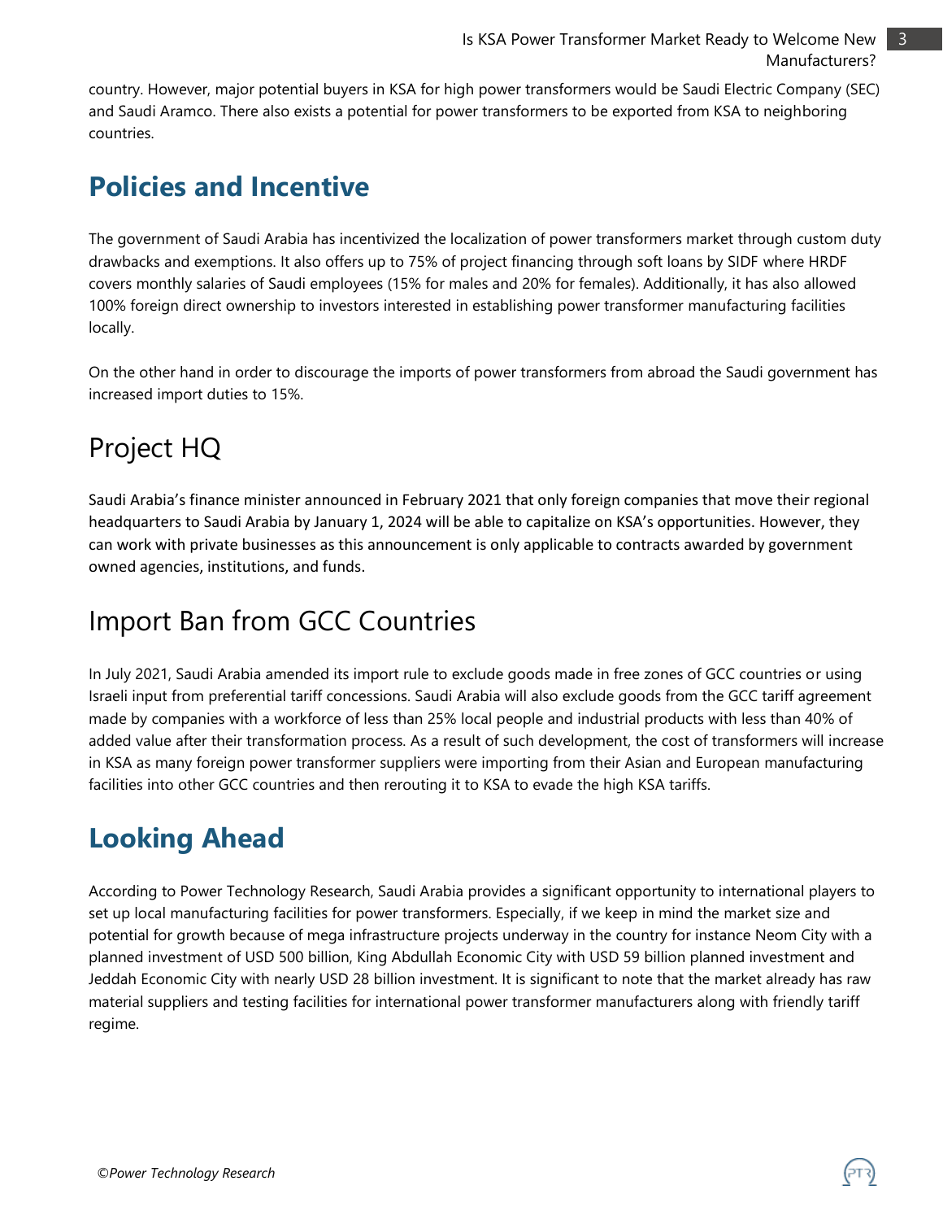country. However, major potential buyers in KSA for high power transformers would be Saudi Electric Company (SEC) and Saudi Aramco. There also exists a potential for power transformers to be exported from KSA to neighboring countries.

## Policies and Incentive

The government of Saudi Arabia has incentivized the localization of power transformers market through custom duty drawbacks and exemptions. It also offers up to 75% of project financing through soft loans by SIDF where HRDF covers monthly salaries of Saudi employees (15% for males and 20% for females). Additionally, it has also allowed 100% foreign direct ownership to investors interested in establishing power transformer manufacturing facilities locally.

On the other hand in order to discourage the imports of power transformers from abroad the Saudi government has increased import duties to 15%.

## Project HQ

Saudi Arabia's finance minister announced in February 2021 that only foreign companies that move their regional headquarters to Saudi Arabia by January 1, 2024 will be able to capitalize on KSA's opportunities. However, they can work with private businesses as this announcement is only applicable to contracts awarded by government owned agencies, institutions, and funds.

## Import Ban from GCC Countries

In July 2021, Saudi Arabia amended its import rule to exclude goods made in free zones of GCC countries or using Israeli input from preferential tariff concessions. Saudi Arabia will also exclude goods from the GCC tariff agreement made by companies with a workforce of less than 25% local people and industrial products with less than 40% of added value after their transformation process. As a result of such development, the cost of transformers will increase in KSA as many foreign power transformer suppliers were importing from their Asian and European manufacturing facilities into other GCC countries and then rerouting it to KSA to evade the high KSA tariffs.

## Looking Ahead

According to Power Technology Research, Saudi Arabia provides a significant opportunity to international players to set up local manufacturing facilities for power transformers. Especially, if we keep in mind the market size and potential for growth because of mega infrastructure projects underway in the country for instance Neom City with a planned investment of USD 500 billion, King Abdullah Economic City with USD 59 billion planned investment and Jeddah Economic City with nearly USD 28 billion investment. It is significant to note that the market already has raw material suppliers and testing facilities for international power transformer manufacturers along with friendly tariff regime.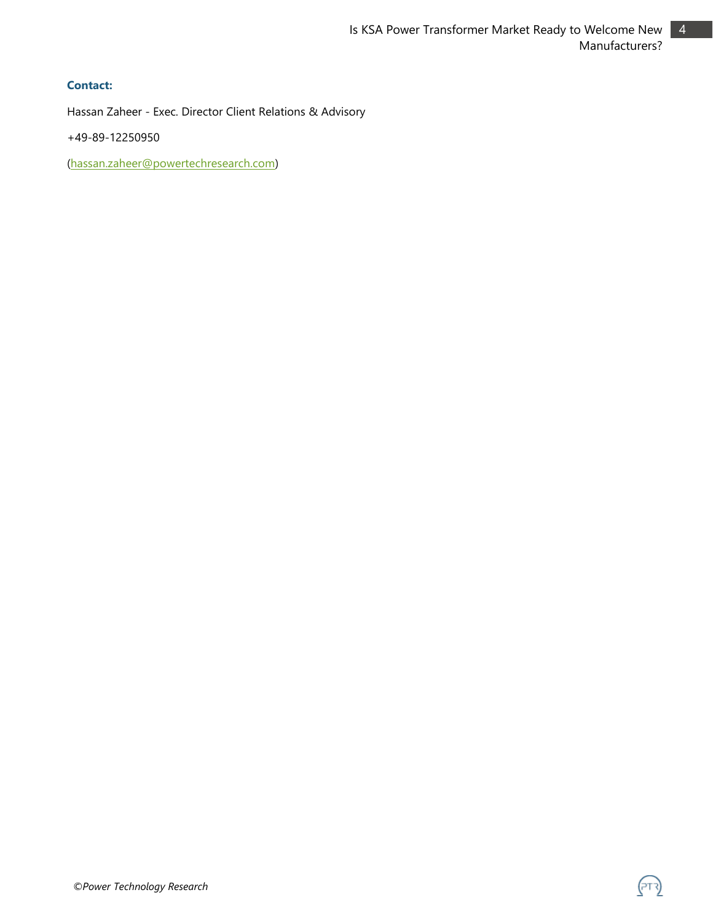**Contact:**

Hassan Zaheer - Exec. Director Client Relations & Advisory

+49-89-12250950

(hassan.zaheer@powertechresearch.com)